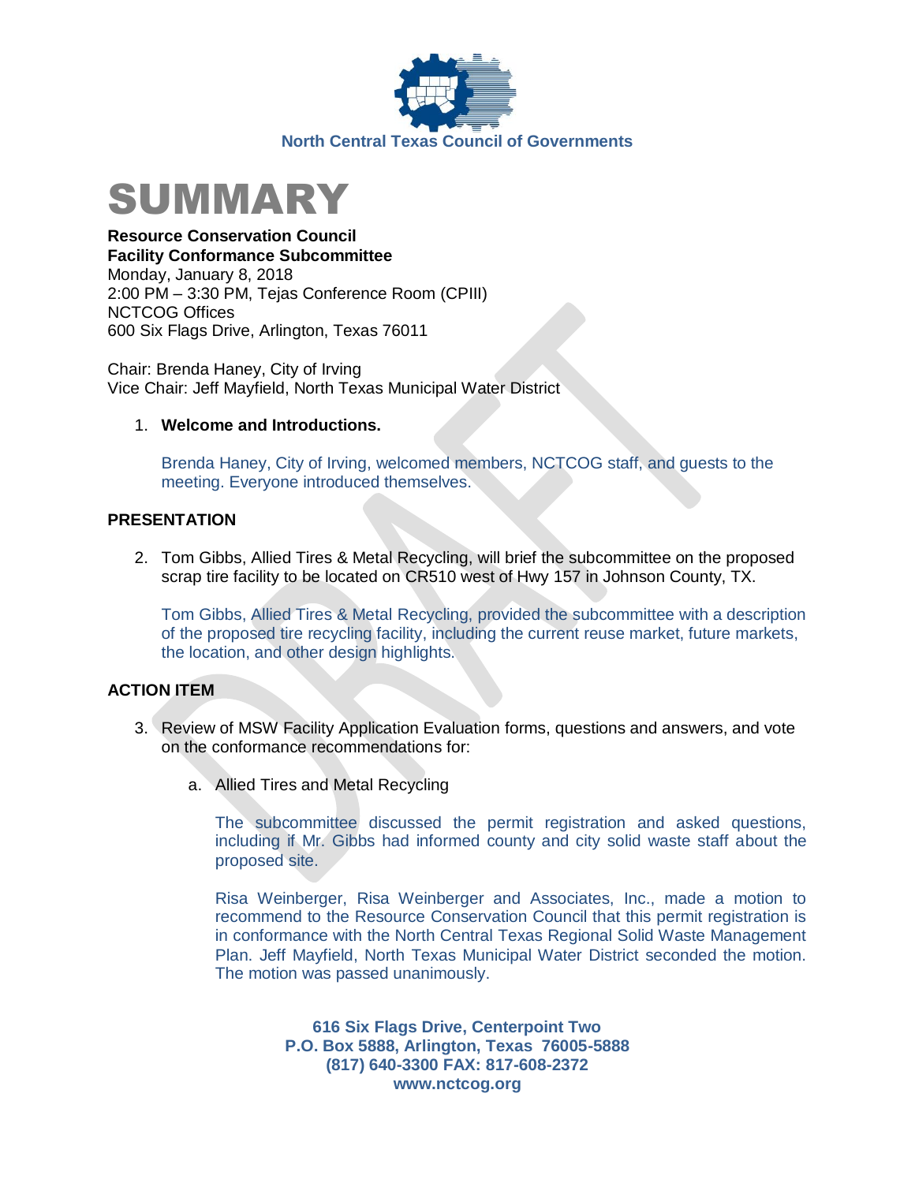North Central Texas Council of Governments

# SUMMARY

**Resource Conservation Council**
**Facility Conformance Subcommittee**
Monday, January 8, 2018
2:00 PM – 3:30 PM, Tejas Conference Room (CPIII)
NCTCOG Offices
600 Six Flags Drive, Arlington, Texas 76011

Chair: Brenda Haney, City of Irving
Vice Chair: Jeff Mayfield, North Texas Municipal Water District

1. **Welcome and Introductions.**

   Brenda Haney, City of Irving, welcomed members, NCTCOG staff, and guests to the meeting. Everyone introduced themselves.

## PRESENTATION

2. Tom Gibbs, Allied Tires & Metal Recycling, will brief the subcommittee on the proposed scrap tire facility to be located on CR510 west of Hwy 157 in Johnson County, TX.

   Tom Gibbs, Allied Tires & Metal Recycling, provided the subcommittee with a description of the proposed tire recycling facility, including the current reuse market, future markets, the location, and other design highlights.

## ACTION ITEM

3. Review of MSW Facility Application Evaluation forms, questions and answers, and vote on the conformance recommendations for:

   a. Allied Tires and Metal Recycling

      The subcommittee discussed the permit registration and asked questions, including if Mr. Gibbs had informed county and city solid waste staff about the proposed site.

      Risa Weinberger, Risa Weinberger and Associates, Inc., made a motion to recommend to the Resource Conservation Council that this permit registration is in conformance with the North Central Texas Regional Solid Waste Management Plan. Jeff Mayfield, North Texas Municipal Water District seconded the motion. The motion was passed unanimously.

**616 Six Flags Drive, Centerpoint Two**
**P.O. Box 5888, Arlington, Texas 76005-5888**
**(817) 640-3300 FAX: 817-608-2372**
**www.nctcog.org**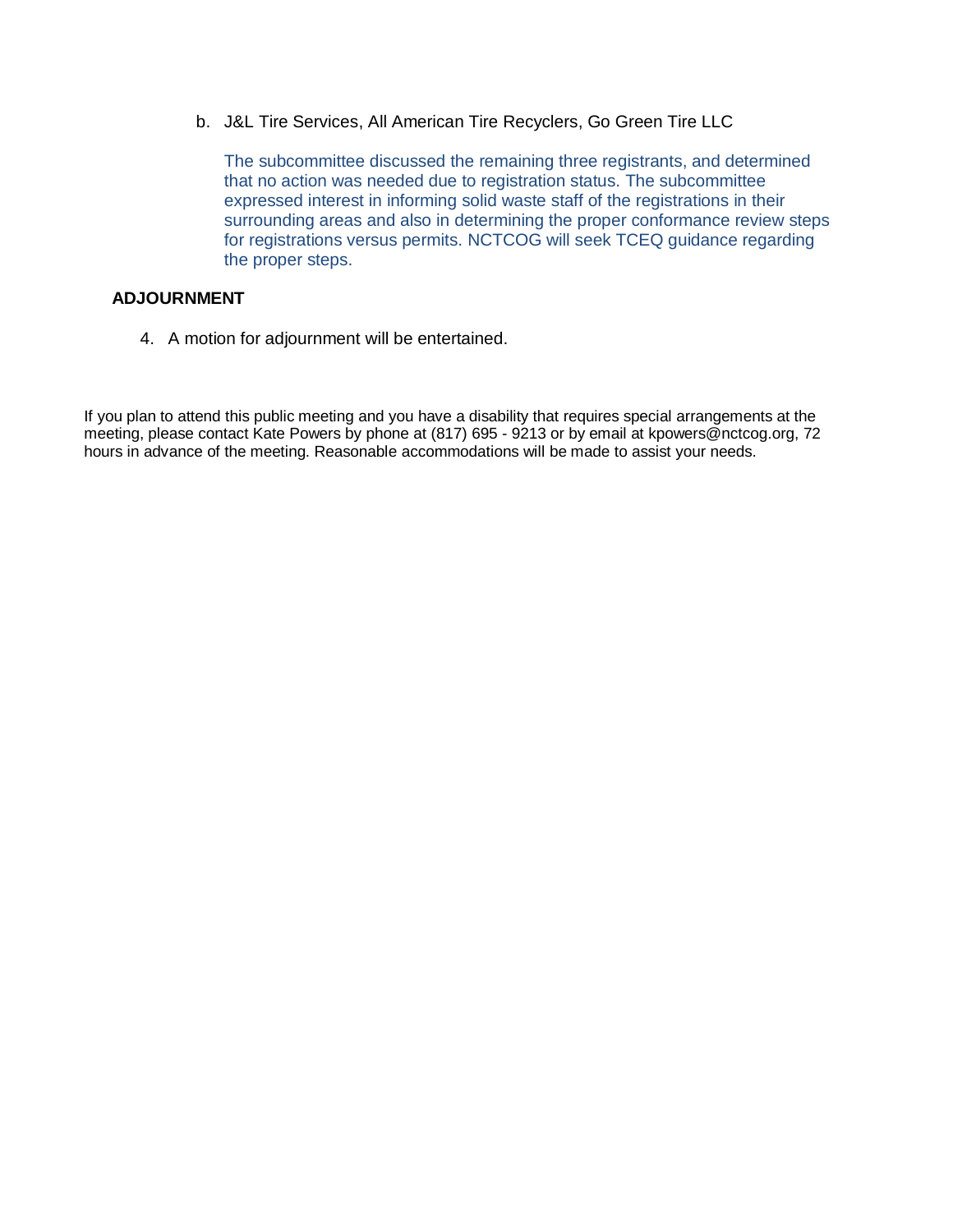b. J&L Tire Services, All American Tire Recyclers, Go Green Tire LLC

   The subcommittee discussed the remaining three registrants, and determined that no action was needed due to registration status. The subcommittee expressed interest in informing solid waste staff of the registrations in their surrounding areas and also in determining the proper conformance review steps for registrations versus permits. NCTCOG will seek TCEQ guidance regarding the proper steps.

**ADJOURNMENT**

4. A motion for adjournment will be entertained.

If you plan to attend this public meeting and you have a disability that requires special arrangements at the meeting, please contact Kate Powers by phone at (817) 695 - 9213 or by email at kpowers@nctcog.org, 72 hours in advance of the meeting. Reasonable accommodations will be made to assist your needs.